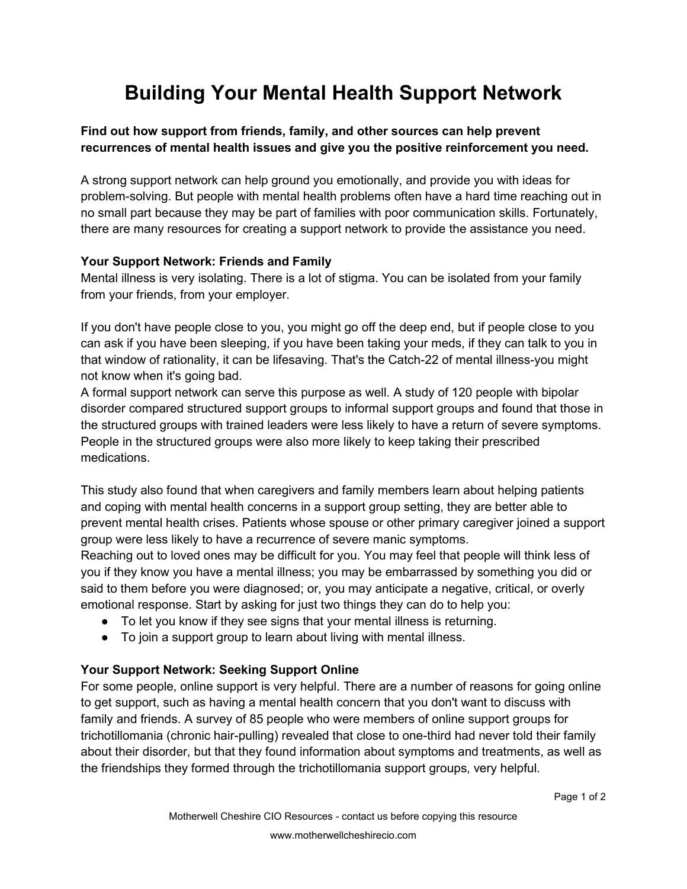# Building Your Mental Health Support Network

**Find out how support from friends, family, and other sources can help prevent recurrences of mental health issues and give you the positive reinforcement you need.**

A strong support network can help ground you emotionally, and provide you with ideas for problem-solving. But people with mental health problems often have a hard time reaching out in no small part because they may be part of families with poor communication skills. Fortunately, there are many resources for creating a support network to provide the assistance you need.

**Your Support Network: Friends and Family**

Mental illness is very isolating. There is a lot of stigma. You can be isolated from your family from your friends, from your employer.

If you don't have people close to you, you might go off the deep end, but if people close to you can ask if you have been sleeping, if you have been taking your meds, if they can talk to you in that window of rationality, it can be lifesaving. That's the Catch-22 of mental illness-you might not know when it's going bad.

A formal support network can serve this purpose as well. A study of 120 people with bipolar disorder compared structured support groups to informal support groups and found that those in the structured groups with trained leaders were less likely to have a return of severe symptoms. People in the structured groups were also more likely to keep taking their prescribed medications.

This study also found that when caregivers and family members learn about helping patients and coping with mental health concerns in a support group setting, they are better able to prevent mental health crises. Patients whose spouse or other primary caregiver joined a support group were less likely to have a recurrence of severe manic symptoms.

Reaching out to loved ones may be difficult for you. You may feel that people will think less of you if they know you have a mental illness; you may be embarrassed by something you did or said to them before you were diagnosed; or, you may anticipate a negative, critical, or overly emotional response. Start by asking for just two things they can do to help you:

- To let you know if they see signs that your mental illness is returning.
- To join a support group to learn about living with mental illness.

**Your Support Network: Seeking Support Online**

For some people, online support is very helpful. There are a number of reasons for going online to get support, such as having a mental health concern that you don't want to discuss with family and friends. A survey of 85 people who were members of online support groups for trichotillomania (chronic hair-pulling) revealed that close to one-third had never told their family about their disorder, but that they found information about symptoms and treatments, as well as the friendships they formed through the trichotillomania support groups, very helpful.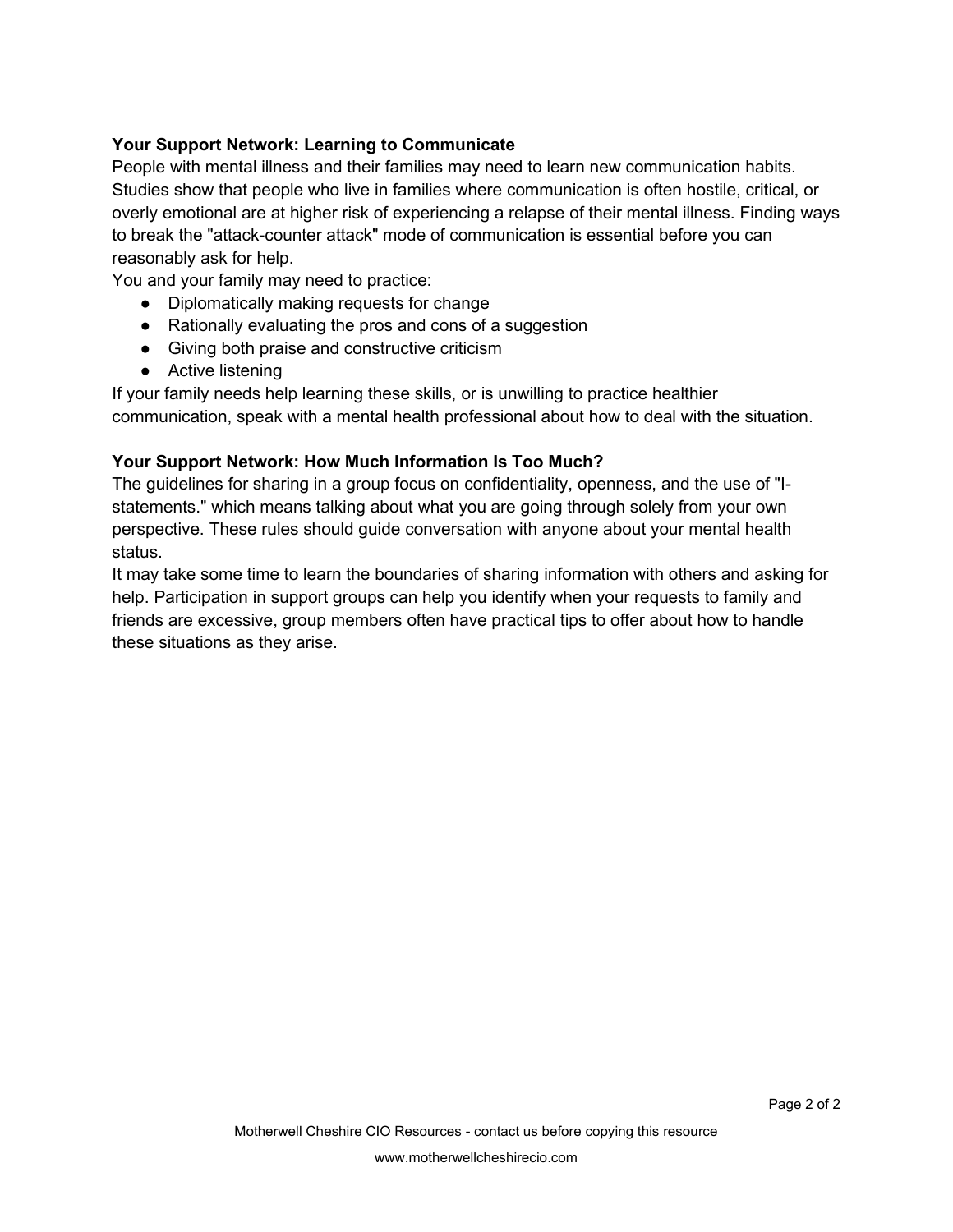### Your Support Network: Learning to Communicate

People with mental illness and their families may need to learn new communication habits. Studies show that people who live in families where communication is often hostile, critical, or overly emotional are at higher risk of experiencing a relapse of their mental illness. Finding ways to break the "attack-counter attack" mode of communication is essential before you can reasonably ask for help.

You and your family may need to practice:

- Diplomatically making requests for change
- Rationally evaluating the pros and cons of a suggestion
- Giving both praise and constructive criticism
- Active listening

If your family needs help learning these skills, or is unwilling to practice healthier communication, speak with a mental health professional about how to deal with the situation.

### Your Support Network: How Much Information Is Too Much?

The guidelines for sharing in a group focus on confidentiality, openness, and the use of "I-statements." which means talking about what you are going through solely from your own perspective. These rules should guide conversation with anyone about your mental health status.

It may take some time to learn the boundaries of sharing information with others and asking for help. Participation in support groups can help you identify when your requests to family and friends are excessive, group members often have practical tips to offer about how to handle these situations as they arise.